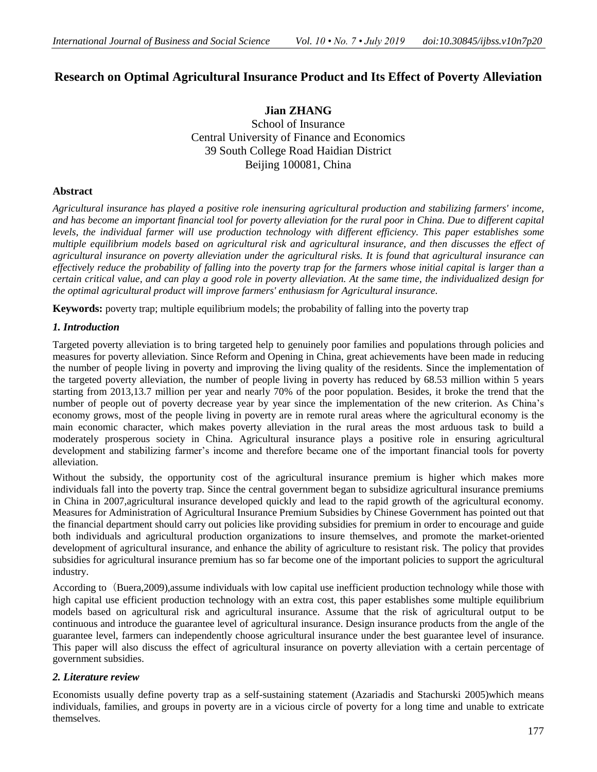# Research on Optimal Agricultural Insurance Product and Its Effect of Poverty Alleviation

**Jian ZHANG**

School of Insurance
Central University of Finance and Economics
39 South College Road Haidian District
Beijing 100081, China

### Abstract

*Agricultural insurance has played a positive role inensuring agricultural production and stabilizing farmers' income, and has become an important financial tool for poverty alleviation for the rural poor in China. Due to different capital levels, the individual farmer will use production technology with different efficiency. This paper establishes some multiple equilibrium models based on agricultural risk and agricultural insurance, and then discusses the effect of agricultural insurance on poverty alleviation under the agricultural risks. It is found that agricultural insurance can effectively reduce the probability of falling into the poverty trap for the farmers whose initial capital is larger than a certain critical value, and can play a good role in poverty alleviation. At the same time, the individualized design for the optimal agricultural product will improve farmers' enthusiasm for Agricultural insurance.*

**Keywords:** poverty trap; multiple equilibrium models; the probability of falling into the poverty trap

## *1. Introduction*

Targeted poverty alleviation is to bring targeted help to genuinely poor families and populations through policies and measures for poverty alleviation. Since Reform and Opening in China, great achievements have been made in reducing the number of people living in poverty and improving the living quality of the residents. Since the implementation of the targeted poverty alleviation, the number of people living in poverty has reduced by 68.53 million within 5 years starting from 2013,13.7 million per year and nearly 70% of the poor population. Besides, it broke the trend that the number of people out of poverty decrease year by year since the implementation of the new criterion. As China's economy grows, most of the people living in poverty are in remote rural areas where the agricultural economy is the main economic character, which makes poverty alleviation in the rural areas the most arduous task to build a moderately prosperous society in China. Agricultural insurance plays a positive role in ensuring agricultural development and stabilizing farmer's income and therefore became one of the important financial tools for poverty alleviation.

Without the subsidy, the opportunity cost of the agricultural insurance premium is higher which makes more individuals fall into the poverty trap. Since the central government began to subsidize agricultural insurance premiums in China in 2007,agricultural insurance developed quickly and lead to the rapid growth of the agricultural economy. Measures for Administration of Agricultural Insurance Premium Subsidies by Chinese Government has pointed out that the financial department should carry out policies like providing subsidies for premium in order to encourage and guide both individuals and agricultural production organizations to insure themselves, and promote the market-oriented development of agricultural insurance, and enhance the ability of agriculture to resistant risk. The policy that provides subsidies for agricultural insurance premium has so far become one of the important policies to support the agricultural industry.

According to（Buera,2009),assume individuals with low capital use inefficient production technology while those with high capital use efficient production technology with an extra cost, this paper establishes some multiple equilibrium models based on agricultural risk and agricultural insurance. Assume that the risk of agricultural output to be continuous and introduce the guarantee level of agricultural insurance. Design insurance products from the angle of the guarantee level, farmers can independently choose agricultural insurance under the best guarantee level of insurance. This paper will also discuss the effect of agricultural insurance on poverty alleviation with a certain percentage of government subsidies.

## *2. Literature review*

Economists usually define poverty trap as a self-sustaining statement (Azariadis and Stachurski 2005)which means individuals, families, and groups in poverty are in a vicious circle of poverty for a long time and unable to extricate themselves.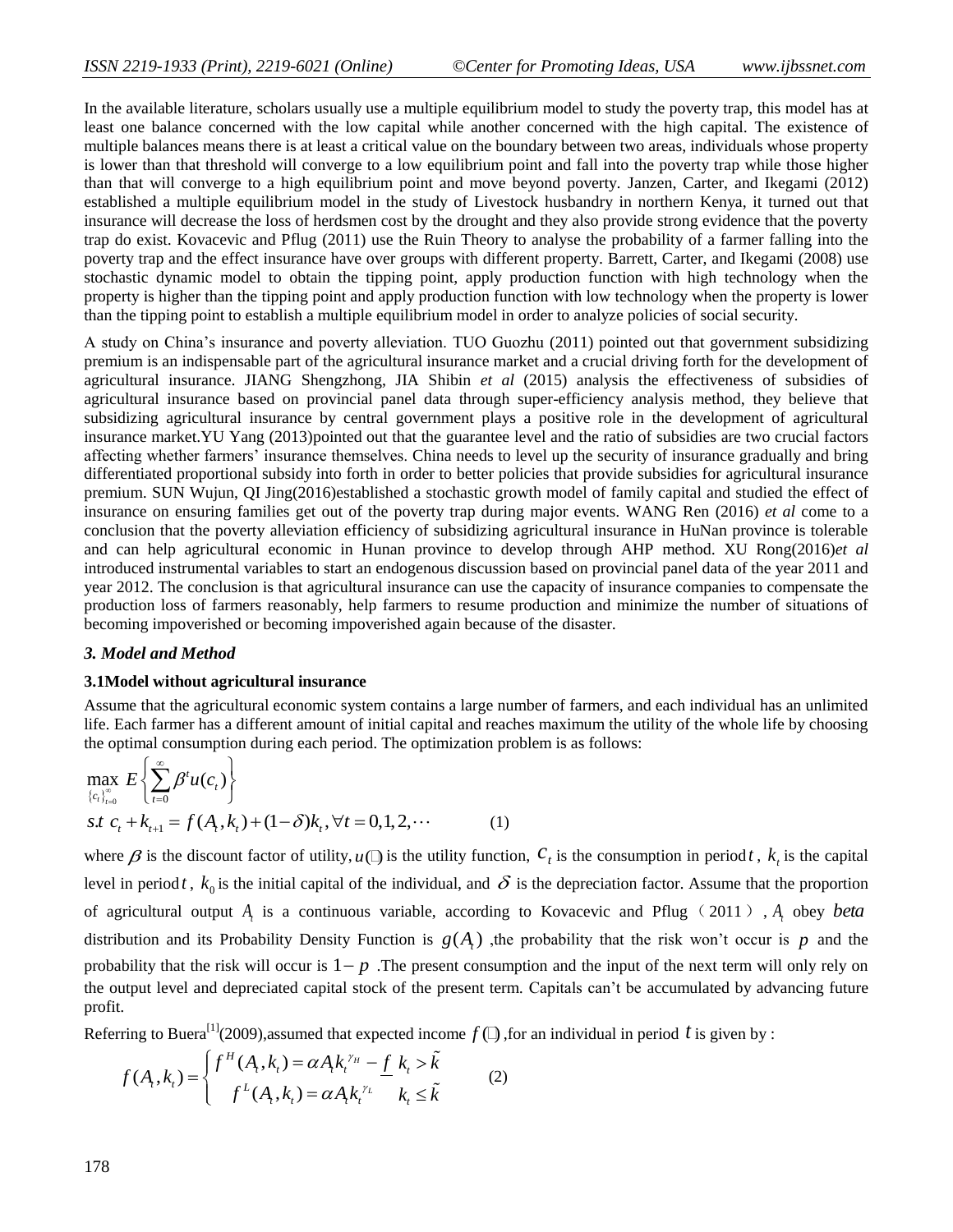In the available literature, scholars usually use a multiple equilibrium model to study the poverty trap, this model has at least one balance concerned with the low capital while another concerned with the high capital. The existence of multiple balances means there is at least a critical value on the boundary between two areas, individuals whose property is lower than that threshold will converge to a low equilibrium point and fall into the poverty trap while those higher than that will converge to a high equilibrium point and move beyond poverty. Janzen, Carter, and Ikegami (2012) established a multiple equilibrium model in the study of Livestock husbandry in northern Kenya, it turned out that insurance will decrease the loss of herdsmen cost by the drought and they also provide strong evidence that the poverty trap do exist. Kovacevic and Pflug (2011) use the Ruin Theory to analyse the probability of a farmer falling into the poverty trap and the effect insurance have over groups with different property. Barrett, Carter, and Ikegami (2008) use stochastic dynamic model to obtain the tipping point, apply production function with high technology when the property is higher than the tipping point and apply production function with low technology when the property is lower than the tipping point to establish a multiple equilibrium model in order to analyze policies of social security.

A study on China's insurance and poverty alleviation. TUO Guozhu (2011) pointed out that government subsidizing premium is an indispensable part of the agricultural insurance market and a crucial driving forth for the development of agricultural insurance. JIANG Shengzhong, JIA Shibin *et al* (2015) analysis the effectiveness of subsidies of agricultural insurance based on provincial panel data through super-efficiency analysis method, they believe that subsidizing agricultural insurance by central government plays a positive role in the development of agricultural insurance market.YU Yang (2013)pointed out that the guarantee level and the ratio of subsidies are two crucial factors affecting whether farmers' insurance themselves. China needs to level up the security of insurance gradually and bring differentiated proportional subsidy into forth in order to better policies that provide subsidies for agricultural insurance premium. SUN Wujun, QI Jing(2016)established a stochastic growth model of family capital and studied the effect of insurance on ensuring families get out of the poverty trap during major events. WANG Ren (2016) *et al* come to a conclusion that the poverty alleviation efficiency of subsidizing agricultural insurance in HuNan province is tolerable and can help agricultural economic in Hunan province to develop through AHP method. XU Rong(2016)*et al* introduced instrumental variables to start an endogenous discussion based on provincial panel data of the year 2011 and year 2012. The conclusion is that agricultural insurance can use the capacity of insurance companies to compensate the production loss of farmers reasonably, help farmers to resume production and minimize the number of situations of becoming impoverished or becoming impoverished again because of the disaster.

### *3. Model and Method*

#### 3.1Model without agricultural insurance

Assume that the agricultural economic system contains a large number of farmers, and each individual has an unlimited life. Each farmer has a different amount of initial capital and reaches maximum the utility of the whole life by choosing the optimal consumption during each period. The optimization problem is as follows:

$$\max_{\{c_t\}_{t=0}^{\infty}} E\left\{\sum_{t=0}^{\infty}\beta^t u(c_t)\right\}$$
$$s.t\ c_t + k_{t+1} = f(A_t, k_t) + (1-\delta)k_t, \forall t = 0,1,2,\cdots \qquad (1)$$

where $\beta$ is the discount factor of utility, $u(\cdot)$ is the utility function, $c_t$ is the consumption in period $t$, $k_t$ is the capital level in period $t$, $k_0$ is the initial capital of the individual, and $\delta$ is the depreciation factor. Assume that the proportion of agricultural output $A_t$ is a continuous variable, according to Kovacevic and Pflug（2011）, $A_t$ obey *beta* distribution and its Probability Density Function is $g(A_t)$ ,the probability that the risk won't occur is $p$ and the probability that the risk will occur is $1-p$ .The present consumption and the input of the next term will only rely on the output level and depreciated capital stock of the present term. Capitals can't be accumulated by advancing future profit.

Referring to Buera[1](2009),assumed that expected income $f(\cdot)$ ,for an individual in period $t$ is given by :

$$f(A_t, k_t) = \begin{cases} f^H(A_t, k_t) = \alpha A_t k_t^{\gamma_H} - \underline{f} & k_t > \tilde{k} \\ f^L(A_t, k_t) = \alpha A_t k_t^{\gamma_L} & k_t \le \tilde{k} \end{cases} \qquad (2)$$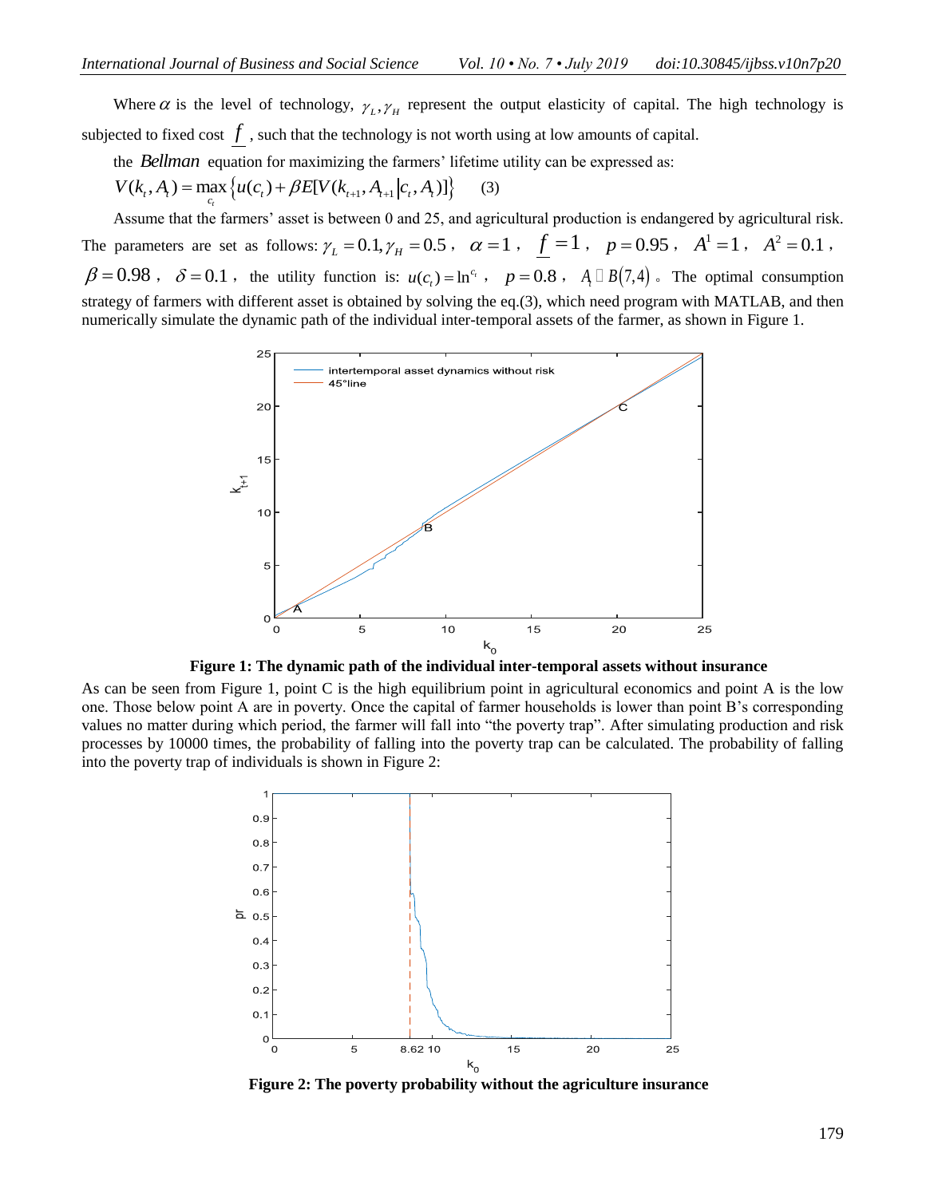Where $\alpha$ is the level of technology, $\gamma_L, \gamma_H$ represent the output elasticity of capital. The high technology is subjected to fixed cost $\underline{f}$, such that the technology is not worth using at low amounts of capital.

the *Bellman* equation for maximizing the farmers' lifetime utility can be expressed as:

$$V(k_t, A_t) = \max_{c_t} \{u(c_t) + \beta E[V(k_{t+1}, A_{t+1} | c_t, A_t)]\} \qquad (3)$$

Assume that the farmers' asset is between 0 and 25, and agricultural production is endangered by agricultural risk. The parameters are set as follows: $\gamma_L = 0.1, \gamma_H = 0.5$, $\alpha = 1$, $\underline{f} = 1$, $p = 0.95$, $A^1 = 1$, $A^2 = 0.1$, $\beta = 0.98$, $\delta = 0.1$, the utility function is: $u(c_t) = \ln^{c_t}$, $p = 0.8$, $A_t \sim B(7,4)$. The optimal consumption strategy of farmers with different asset is obtained by solving the eq.(3), which need program with MATLAB, and then numerically simulate the dynamic path of the individual inter-temporal assets of the farmer, as shown in Figure 1.

**Figure 1: The dynamic path of the individual inter-temporal assets without insurance**

As can be seen from Figure 1, point C is the high equilibrium point in agricultural economics and point A is the low one. Those below point A are in poverty. Once the capital of farmer households is lower than point B's corresponding values no matter during which period, the farmer will fall into "the poverty trap". After simulating production and risk processes by 10000 times, the probability of falling into the poverty trap can be calculated. The probability of falling into the poverty trap of individuals is shown in Figure 2:

**Figure 2: The poverty probability without the agriculture insurance**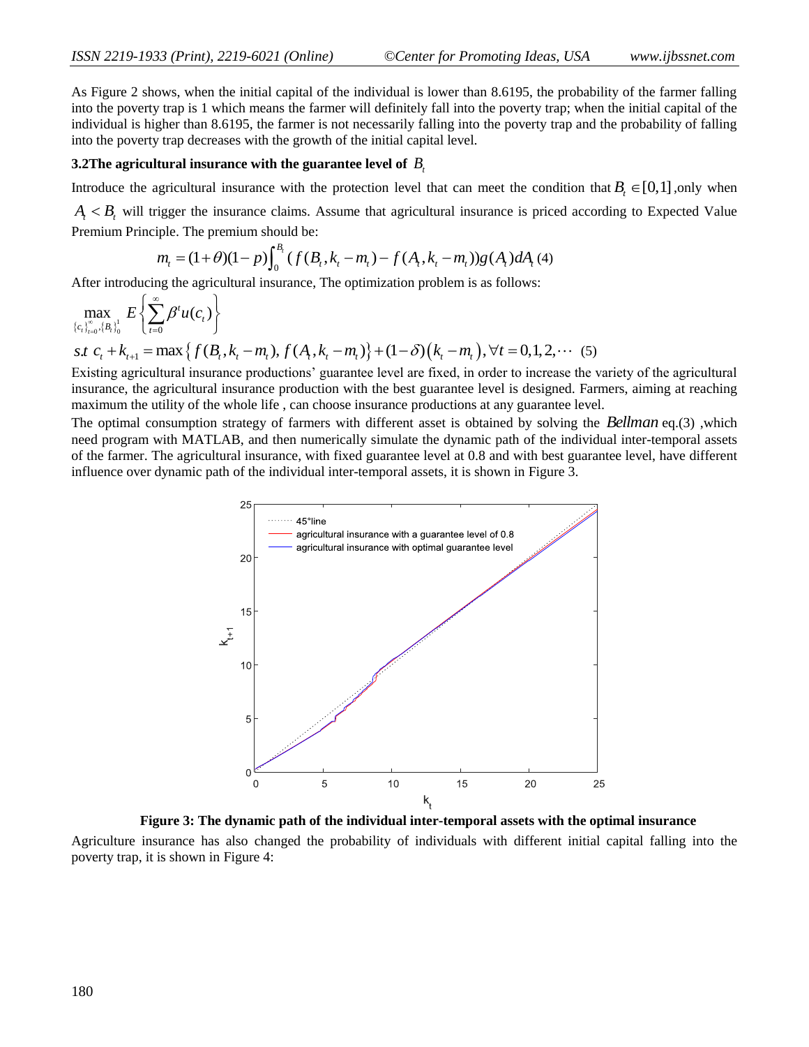As Figure 2 shows, when the initial capital of the individual is lower than 8.6195, the probability of the farmer falling into the poverty trap is 1 which means the farmer will definitely fall into the poverty trap; when the initial capital of the individual is higher than 8.6195, the farmer is not necessarily falling into the poverty trap and the probability of falling into the poverty trap decreases with the growth of the initial capital level.

### 3.2The agricultural insurance with the guarantee level of $B_t$

Introduce the agricultural insurance with the protection level that can meet the condition that $B_t \in [0,1]$ ,only when $A_t < B_t$ will trigger the insurance claims. Assume that agricultural insurance is priced according to Expected Value Premium Principle. The premium should be:

$$m_t = (1+\theta)(1-p)\int_0^{B_t} (f(B_t, k_t - m_t) - f(A_t, k_t - m_t))g(A_t)dA_t \quad (4)$$

After introducing the agricultural insurance, The optimization problem is as follows:

$$\max_{\{c_t\}_{t=0}^{\infty}, \{B_t\}_0^1} E\left\{\sum_{t=0}^{\infty} \beta^t u(c_t)\right\}$$

$$s.t \ c_t + k_{t+1} = \max\left\{ f(B_t, k_t - m_t), f(A_t, k_t - m_t)\right\} + (1-\delta)\left(k_t - m_t\right), \forall t = 0,1,2,\cdots \quad (5)$$

Existing agricultural insurance productions' guarantee level are fixed, in order to increase the variety of the agricultural insurance, the agricultural insurance production with the best guarantee level is designed. Farmers, aiming at reaching maximum the utility of the whole life , can choose insurance productions at any guarantee level.

The optimal consumption strategy of farmers with different asset is obtained by solving the *Bellman* eq.(3) ,which need program with MATLAB, and then numerically simulate the dynamic path of the individual inter-temporal assets of the farmer. The agricultural insurance, with fixed guarantee level at 0.8 and with best guarantee level, have different influence over dynamic path of the individual inter-temporal assets, it is shown in Figure 3.

**Figure 3: The dynamic path of the individual inter-temporal assets with the optimal insurance**

Agriculture insurance has also changed the probability of individuals with different initial capital falling into the poverty trap, it is shown in Figure 4: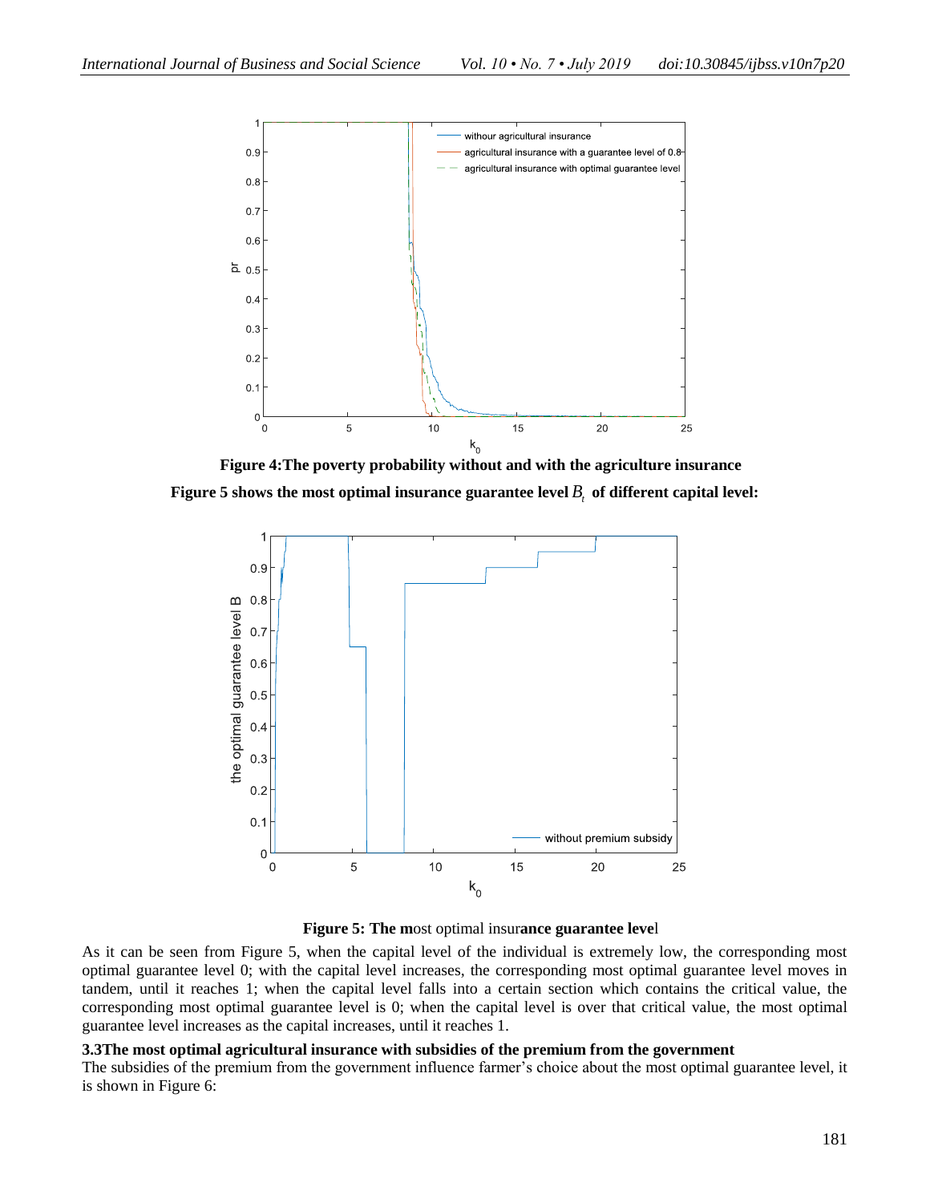**Figure 4:The poverty probability without and with the agriculture insurance**

**Figure 5 shows the most optimal insurance guarantee level $B_t$ of different capital level:**

**Figure 5: The most optimal insurance guarantee level**

As it can be seen from Figure 5, when the capital level of the individual is extremely low, the corresponding most optimal guarantee level 0; with the capital level increases, the corresponding most optimal guarantee level moves in tandem, until it reaches 1; when the capital level falls into a certain section which contains the critical value, the corresponding most optimal guarantee level is 0; when the capital level is over that critical value, the most optimal guarantee level increases as the capital increases, until it reaches 1.

### 3.3The most optimal agricultural insurance with subsidies of the premium from the government

The subsidies of the premium from the government influence farmer's choice about the most optimal guarantee level, it is shown in Figure 6: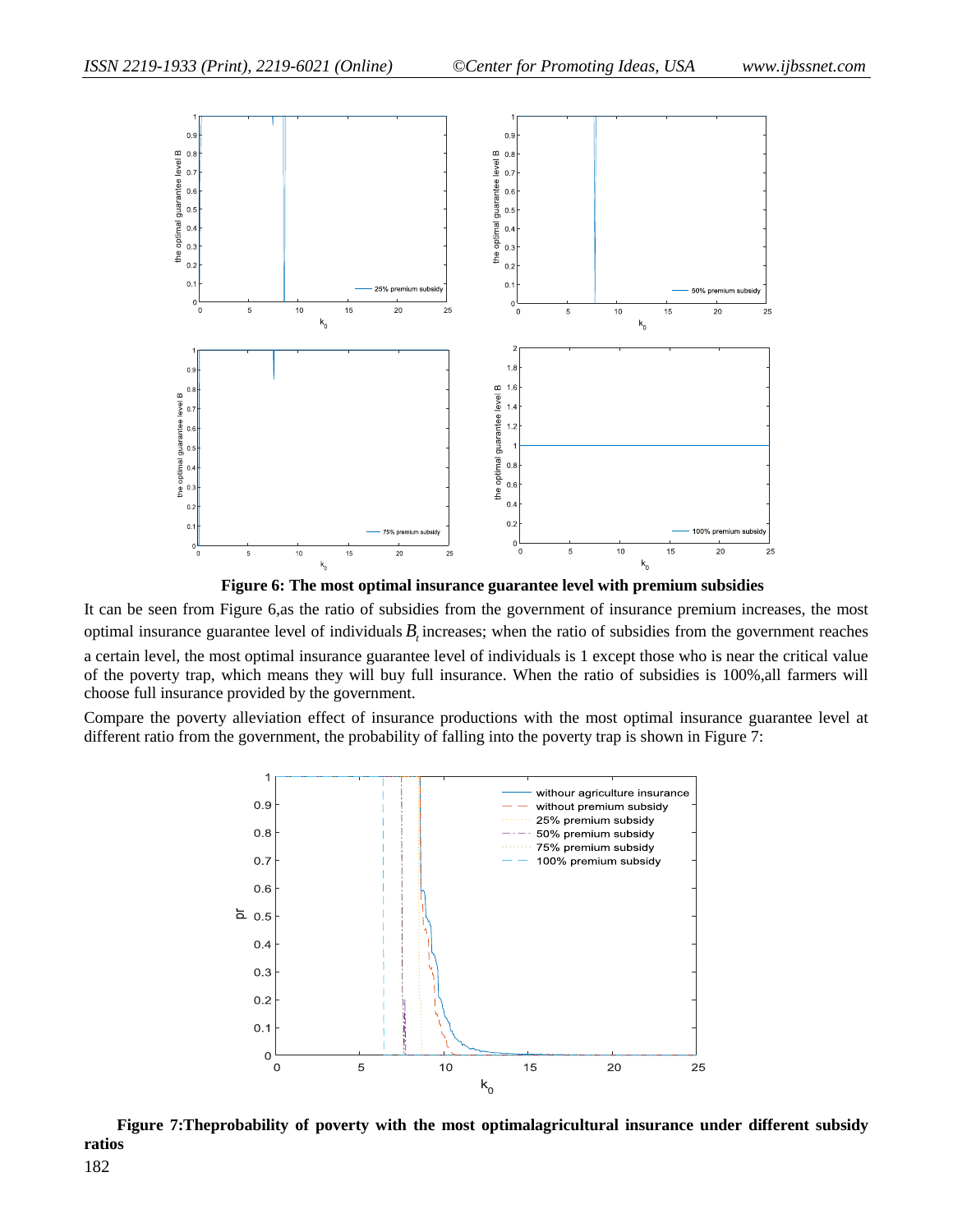**Figure 6: The most optimal insurance guarantee level with premium subsidies**

It can be seen from Figure 6,as the ratio of subsidies from the government of insurance premium increases, the most optimal insurance guarantee level of individuals $B_t$ increases; when the ratio of subsidies from the government reaches a certain level, the most optimal insurance guarantee level of individuals is 1 except those who is near the critical value of the poverty trap, which means they will buy full insurance. When the ratio of subsidies is 100%,all farmers will choose full insurance provided by the government.

Compare the poverty alleviation effect of insurance productions with the most optimal insurance guarantee level at different ratio from the government, the probability of falling into the poverty trap is shown in Figure 7:

**Figure 7:Theprobability of poverty with the most optimalagricultural insurance under different subsidy ratios**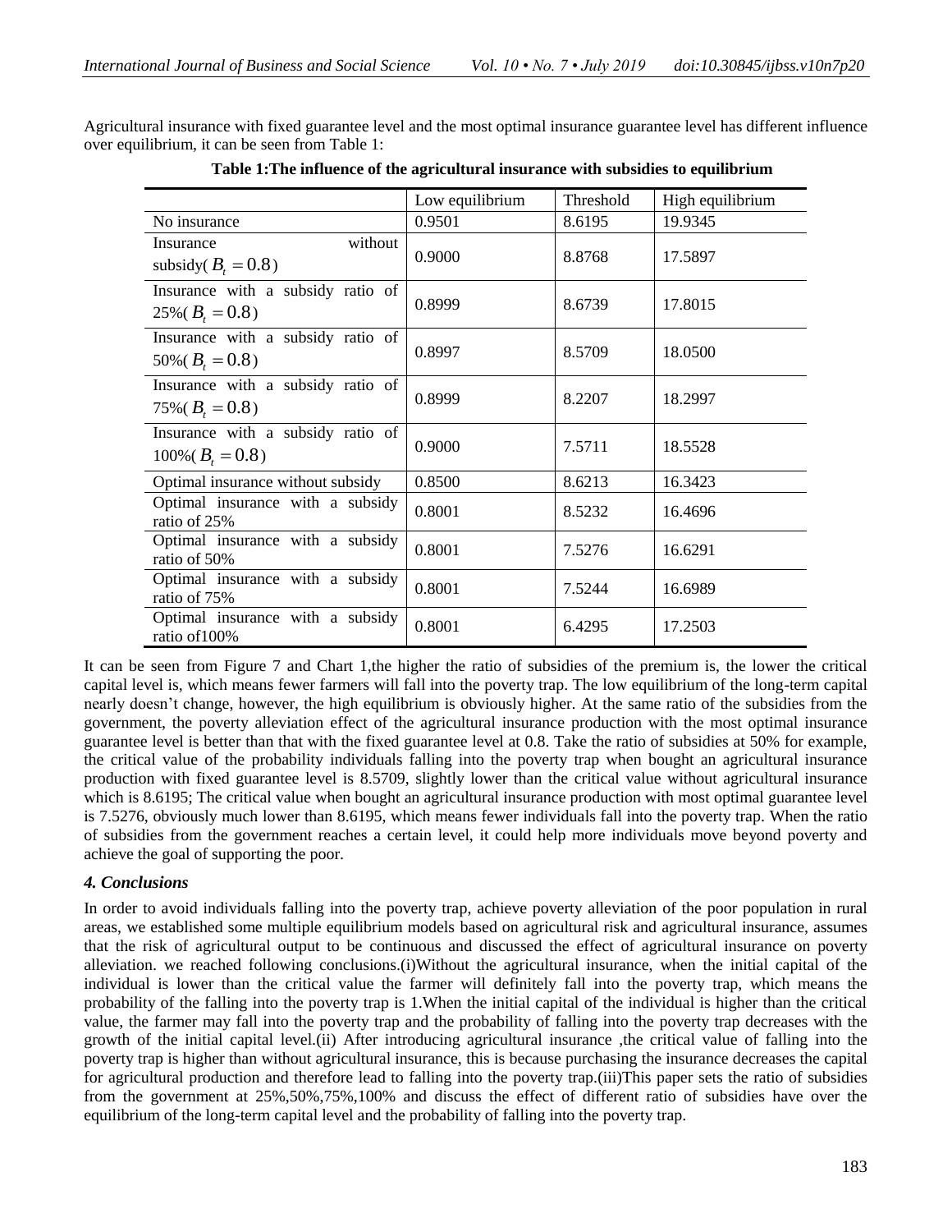Agricultural insurance with fixed guarantee level and the most optimal insurance guarantee level has different influence over equilibrium, it can be seen from Table 1:

**Table 1:The influence of the agricultural insurance with subsidies to equilibrium**

| | Low equilibrium | Threshold | High equilibrium |
|---|---|---|---|
| No insurance | 0.9501 | 8.6195 | 19.9345 |
| Insurance without subsidy( $B_t = 0.8$ ) | 0.9000 | 8.8768 | 17.5897 |
| Insurance with a subsidy ratio of 25%( $B_t = 0.8$ ) | 0.8999 | 8.6739 | 17.8015 |
| Insurance with a subsidy ratio of 50%( $B_t = 0.8$ ) | 0.8997 | 8.5709 | 18.0500 |
| Insurance with a subsidy ratio of 75%( $B_t = 0.8$ ) | 0.8999 | 8.2207 | 18.2997 |
| Insurance with a subsidy ratio of 100%( $B_t = 0.8$ ) | 0.9000 | 7.5711 | 18.5528 |
| Optimal insurance without subsidy | 0.8500 | 8.6213 | 16.3423 |
| Optimal insurance with a subsidy ratio of 25% | 0.8001 | 8.5232 | 16.4696 |
| Optimal insurance with a subsidy ratio of 50% | 0.8001 | 7.5276 | 16.6291 |
| Optimal insurance with a subsidy ratio of 75% | 0.8001 | 7.5244 | 16.6989 |
| Optimal insurance with a subsidy ratio of100% | 0.8001 | 6.4295 | 17.2503 |

It can be seen from Figure 7 and Chart 1,the higher the ratio of subsidies of the premium is, the lower the critical capital level is, which means fewer farmers will fall into the poverty trap. The low equilibrium of the long-term capital nearly doesn't change, however, the high equilibrium is obviously higher. At the same ratio of the subsidies from the government, the poverty alleviation effect of the agricultural insurance production with the most optimal insurance guarantee level is better than that with the fixed guarantee level at 0.8. Take the ratio of subsidies at 50% for example, the critical value of the probability individuals falling into the poverty trap when bought an agricultural insurance production with fixed guarantee level is 8.5709, slightly lower than the critical value without agricultural insurance which is 8.6195; The critical value when bought an agricultural insurance production with most optimal guarantee level is 7.5276, obviously much lower than 8.6195, which means fewer individuals fall into the poverty trap. When the ratio of subsidies from the government reaches a certain level, it could help more individuals move beyond poverty and achieve the goal of supporting the poor.

### *4. Conclusions*

In order to avoid individuals falling into the poverty trap, achieve poverty alleviation of the poor population in rural areas, we established some multiple equilibrium models based on agricultural risk and agricultural insurance, assumes that the risk of agricultural output to be continuous and discussed the effect of agricultural insurance on poverty alleviation. we reached following conclusions.(i)Without the agricultural insurance, when the initial capital of the individual is lower than the critical value the farmer will definitely fall into the poverty trap, which means the probability of the falling into the poverty trap is 1.When the initial capital of the individual is higher than the critical value, the farmer may fall into the poverty trap and the probability of falling into the poverty trap decreases with the growth of the initial capital level.(ii) After introducing agricultural insurance ,the critical value of falling into the poverty trap is higher than without agricultural insurance, this is because purchasing the insurance decreases the capital for agricultural production and therefore lead to falling into the poverty trap.(iii)This paper sets the ratio of subsidies from the government at 25%,50%,75%,100% and discuss the effect of different ratio of subsidies have over the equilibrium of the long-term capital level and the probability of falling into the poverty trap.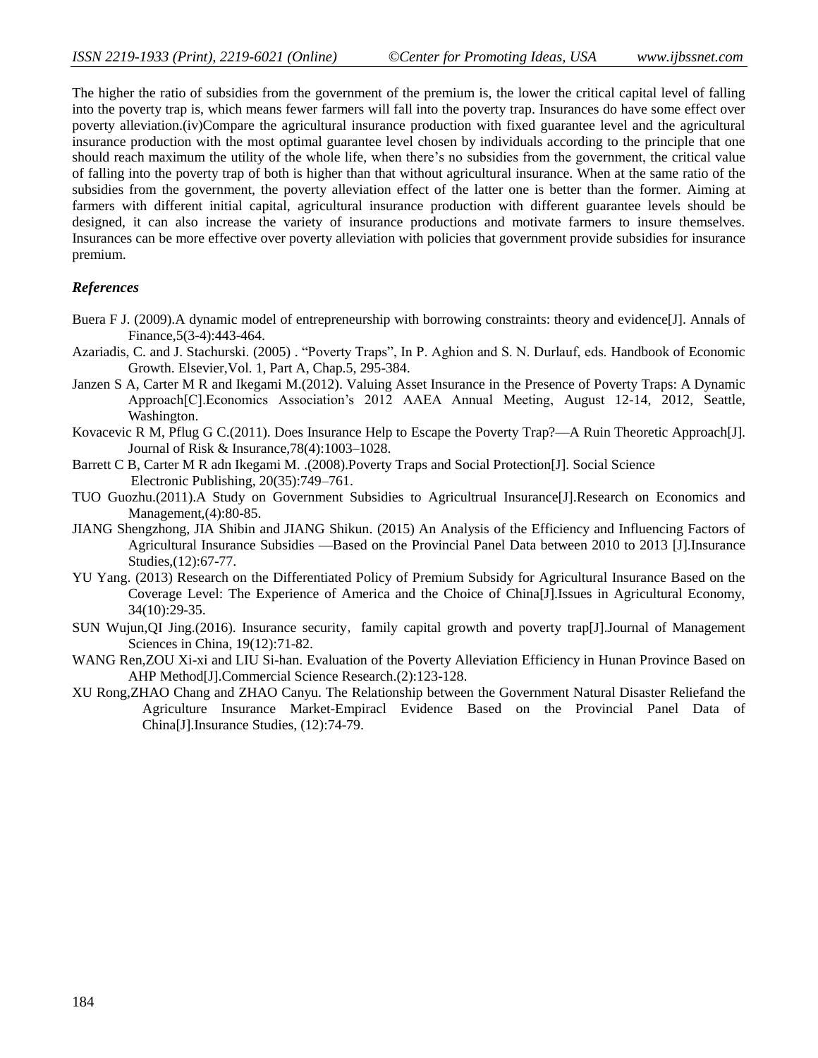The higher the ratio of subsidies from the government of the premium is, the lower the critical capital level of falling into the poverty trap is, which means fewer farmers will fall into the poverty trap. Insurances do have some effect over poverty alleviation.(iv)Compare the agricultural insurance production with fixed guarantee level and the agricultural insurance production with the most optimal guarantee level chosen by individuals according to the principle that one should reach maximum the utility of the whole life, when there's no subsidies from the government, the critical value of falling into the poverty trap of both is higher than that without agricultural insurance. When at the same ratio of the subsidies from the government, the poverty alleviation effect of the latter one is better than the former. Aiming at farmers with different initial capital, agricultural insurance production with different guarantee levels should be designed, it can also increase the variety of insurance productions and motivate farmers to insure themselves. Insurances can be more effective over poverty alleviation with policies that government provide subsidies for insurance premium.

### *References*

Buera F J. (2009).A dynamic model of entrepreneurship with borrowing constraints: theory and evidence[J]. Annals of Finance,5(3-4):443-464.

Azariadis, C. and J. Stachurski. (2005) . "Poverty Traps", In P. Aghion and S. N. Durlauf, eds. Handbook of Economic Growth. Elsevier,Vol. 1, Part A, Chap.5, 295-384.

Janzen S A, Carter M R and Ikegami M.(2012). Valuing Asset Insurance in the Presence of Poverty Traps: A Dynamic Approach[C].Economics Association's 2012 AAEA Annual Meeting, August 12-14, 2012, Seattle, Washington.

Kovacevic R M, Pflug G C.(2011). Does Insurance Help to Escape the Poverty Trap?—A Ruin Theoretic Approach[J]. Journal of Risk & Insurance,78(4):1003–1028.

Barrett C B, Carter M R adn Ikegami M. .(2008).Poverty Traps and Social Protection[J]. Social Science Electronic Publishing, 20(35):749–761.

TUO Guozhu.(2011).A Study on Government Subsidies to Agricultrual Insurance[J].Research on Economics and Management,(4):80-85.

JIANG Shengzhong, JIA Shibin and JIANG Shikun. (2015) An Analysis of the Efficiency and Influencing Factors of Agricultural Insurance Subsidies —Based on the Provincial Panel Data between 2010 to 2013 [J].Insurance Studies,(12):67-77.

YU Yang. (2013) Research on the Differentiated Policy of Premium Subsidy for Agricultural Insurance Based on the Coverage Level: The Experience of America and the Choice of China[J].Issues in Agricultural Economy, 34(10):29-35.

SUN Wujun,QI Jing.(2016). Insurance security, family capital growth and poverty trap[J].Journal of Management Sciences in China, 19(12):71-82.

WANG Ren,ZOU Xi-xi and LIU Si-han. Evaluation of the Poverty Alleviation Efficiency in Hunan Province Based on AHP Method[J].Commercial Science Research.(2):123-128.

XU Rong,ZHAO Chang and ZHAO Canyu. The Relationship between the Government Natural Disaster Reliefand the Agriculture Insurance Market-Empiracl Evidence Based on the Provincial Panel Data of China[J].Insurance Studies, (12):74-79.